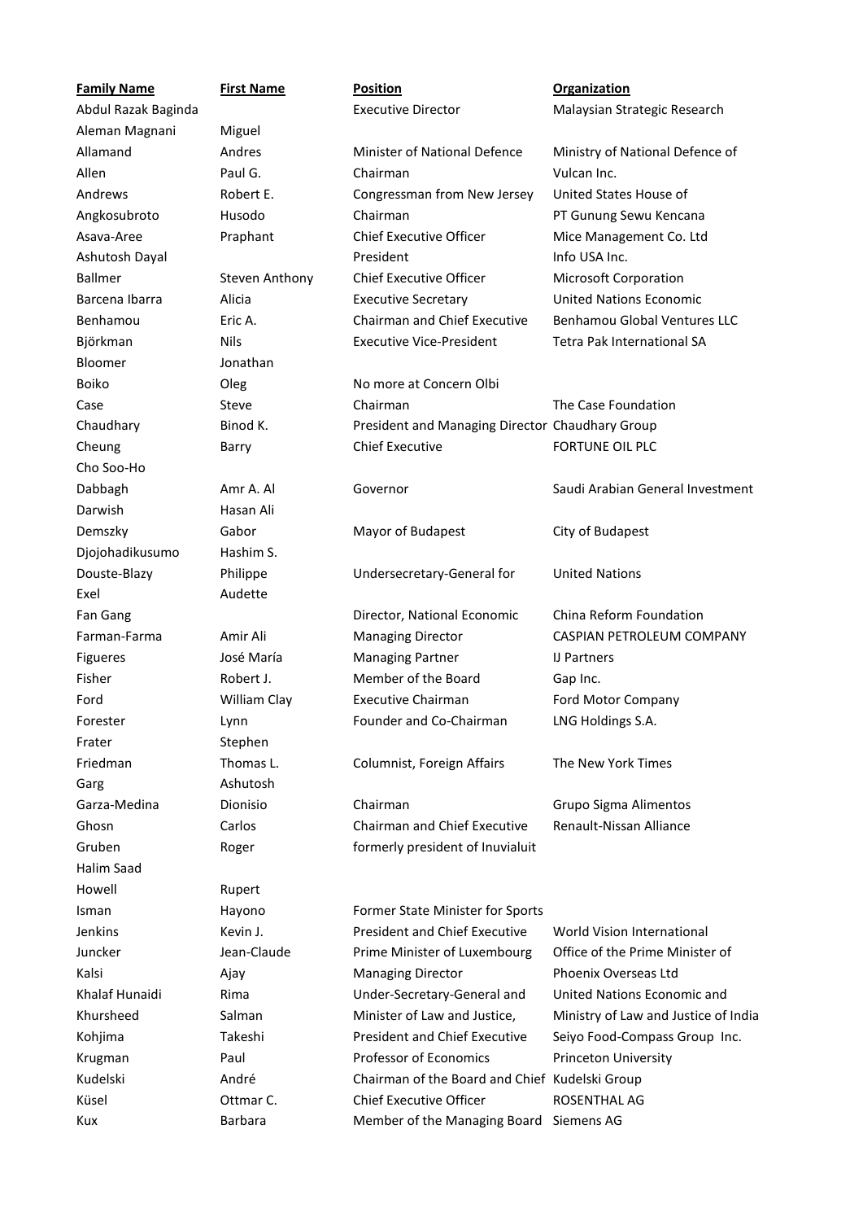| Family Name | First Name | Position | Organization |
|---|---|---|---|
| Abdul Razak Baginda | | Executive Director | Malaysian Strategic Research |
| Aleman Magnani | Miguel | | |
| Allamand | Andres | Minister of National Defence | Ministry of National Defence of |
| Allen | Paul G. | Chairman | Vulcan Inc. |
| Andrews | Robert E. | Congressman from New Jersey | United States House of |
| Angkosubroto | Husodo | Chairman | PT Gunung Sewu Kencana |
| Asava-Aree | Praphant | Chief Executive Officer | Mice Management Co. Ltd |
| Ashutosh Dayal | | President | Info USA Inc. |
| Ballmer | Steven Anthony | Chief Executive Officer | Microsoft Corporation |
| Barcena Ibarra | Alicia | Executive Secretary | United Nations Economic |
| Benhamou | Eric A. | Chairman and Chief Executive | Benhamou Global Ventures LLC |
| Björkman | Nils | Executive Vice-President | Tetra Pak International SA |
| Bloomer | Jonathan | | |
| Boiko | Oleg | No more at Concern Olbi | |
| Case | Steve | Chairman | The Case Foundation |
| Chaudhary | Binod K. | President and Managing Director | Chaudhary Group |
| Cheung | Barry | Chief Executive | FORTUNE OIL PLC |
| Cho Soo-Ho | | | |
| Dabbagh | Amr A. Al | Governor | Saudi Arabian General Investment |
| Darwish | Hasan Ali | | |
| Demszky | Gabor | Mayor of Budapest | City of Budapest |
| Djojohadikusumo | Hashim S. | | |
| Douste-Blazy | Philippe | Undersecretary-General for | United Nations |
| Exel | Audette | | |
| Fan Gang | | Director, National Economic | China Reform Foundation |
| Farman-Farma | Amir Ali | Managing Director | CASPIAN PETROLEUM COMPANY |
| Figueres | José María | Managing Partner | IJ Partners |
| Fisher | Robert J. | Member of the Board | Gap Inc. |
| Ford | William Clay | Executive Chairman | Ford Motor Company |
| Forester | Lynn | Founder and Co-Chairman | LNG Holdings S.A. |
| Frater | Stephen | | |
| Friedman | Thomas L. | Columnist, Foreign Affairs | The New York Times |
| Garg | Ashutosh | | |
| Garza-Medina | Dionisio | Chairman | Grupo Sigma Alimentos |
| Ghosn | Carlos | Chairman and Chief Executive | Renault-Nissan Alliance |
| Gruben | Roger | formerly president of Inuvialuit | |
| Halim Saad | | | |
| Howell | Rupert | | |
| Isman | Hayono | Former State Minister for Sports | |
| Jenkins | Kevin J. | President and Chief Executive | World Vision International |
| Juncker | Jean-Claude | Prime Minister of Luxembourg | Office of the Prime Minister of |
| Kalsi | Ajay | Managing Director | Phoenix Overseas Ltd |
| Khalaf Hunaidi | Rima | Under-Secretary-General and | United Nations Economic and |
| Khursheed | Salman | Minister of Law and Justice, | Ministry of Law and Justice of India |
| Kohjima | Takeshi | President and Chief Executive | Seiyo Food-Compass Group Inc. |
| Krugman | Paul | Professor of Economics | Princeton University |
| Kudelski | André | Chairman of the Board and Chief | Kudelski Group |
| Küsel | Ottmar C. | Chief Executive Officer | ROSENTHAL AG |
| Kux | Barbara | Member of the Managing Board | Siemens AG |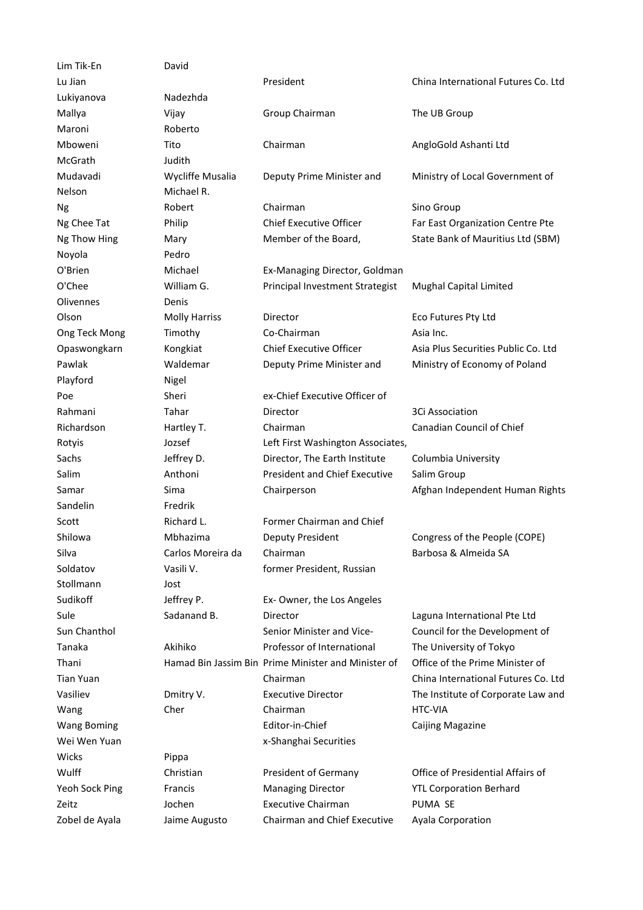| | | | |
|---|---|---|---|
| Lim Tik-En | David | | |
| Lu Jian | | President | China International Futures Co. Ltd |
| Lukiyanova | Nadezhda | | |
| Mallya | Vijay | Group Chairman | The UB Group |
| Maroni | Roberto | | |
| Mboweni | Tito | Chairman | AngloGold Ashanti Ltd |
| McGrath | Judith | | |
| Mudavadi | Wycliffe Musalia | Deputy Prime Minister and | Ministry of Local Government of |
| Nelson | Michael R. | | |
| Ng | Robert | Chairman | Sino Group |
| Ng Chee Tat | Philip | Chief Executive Officer | Far East Organization Centre Pte |
| Ng Thow Hing | Mary | Member of the Board, | State Bank of Mauritius Ltd (SBM) |
| Noyola | Pedro | | |
| O'Brien | Michael | Ex-Managing Director, Goldman | |
| O'Chee | William G. | Principal Investment Strategist | Mughal Capital Limited |
| Olivennes | Denis | | |
| Olson | Molly Harriss | Director | Eco Futures Pty Ltd |
| Ong Teck Mong | Timothy | Co-Chairman | Asia Inc. |
| Opaswongkarn | Kongkiat | Chief Executive Officer | Asia Plus Securities Public Co. Ltd |
| Pawlak | Waldemar | Deputy Prime Minister and | Ministry of Economy of Poland |
| Playford | Nigel | | |
| Poe | Sheri | ex-Chief Executive Officer of | |
| Rahmani | Tahar | Director | 3Ci Association |
| Richardson | Hartley T. | Chairman | Canadian Council of Chief |
| Rotyis | Jozsef | Left First Washington Associates, | |
| Sachs | Jeffrey D. | Director, The Earth Institute | Columbia University |
| Salim | Anthoni | President and Chief Executive | Salim Group |
| Samar | Sima | Chairperson | Afghan Independent Human Rights |
| Sandelin | Fredrik | | |
| Scott | Richard L. | Former Chairman and Chief | |
| Shilowa | Mbhazima | Deputy President | Congress of the People (COPE) |
| Silva | Carlos Moreira da | Chairman | Barbosa & Almeida SA |
| Soldatov | Vasili V. | former President, Russian | |
| Stollmann | Jost | | |
| Sudikoff | Jeffrey P. | Ex- Owner, the Los Angeles | |
| Sule | Sadanand B. | Director | Laguna International Pte Ltd |
| Sun Chanthol | | Senior Minister and Vice- | Council for the Development of |
| Tanaka | Akihiko | Professor of International | The University of Tokyo |
| Thani | Hamad Bin Jassim Bin | Prime Minister and Minister of | Office of the Prime Minister of |
| Tian Yuan | | Chairman | China International Futures Co. Ltd |
| Vasiliev | Dmitry V. | Executive Director | The Institute of Corporate Law and |
| Wang | Cher | Chairman | HTC-VIA |
| Wang Boming | | Editor-in-Chief | Caijing Magazine |
| Wei Wen Yuan | | x-Shanghai Securities | |
| Wicks | Pippa | | |
| Wulff | Christian | President of Germany | Office of Presidential Affairs of |
| Yeoh Sock Ping | Francis | Managing Director | YTL Corporation Berhard |
| Zeitz | Jochen | Executive Chairman | PUMA SE |
| Zobel de Ayala | Jaime Augusto | Chairman and Chief Executive | Ayala Corporation |